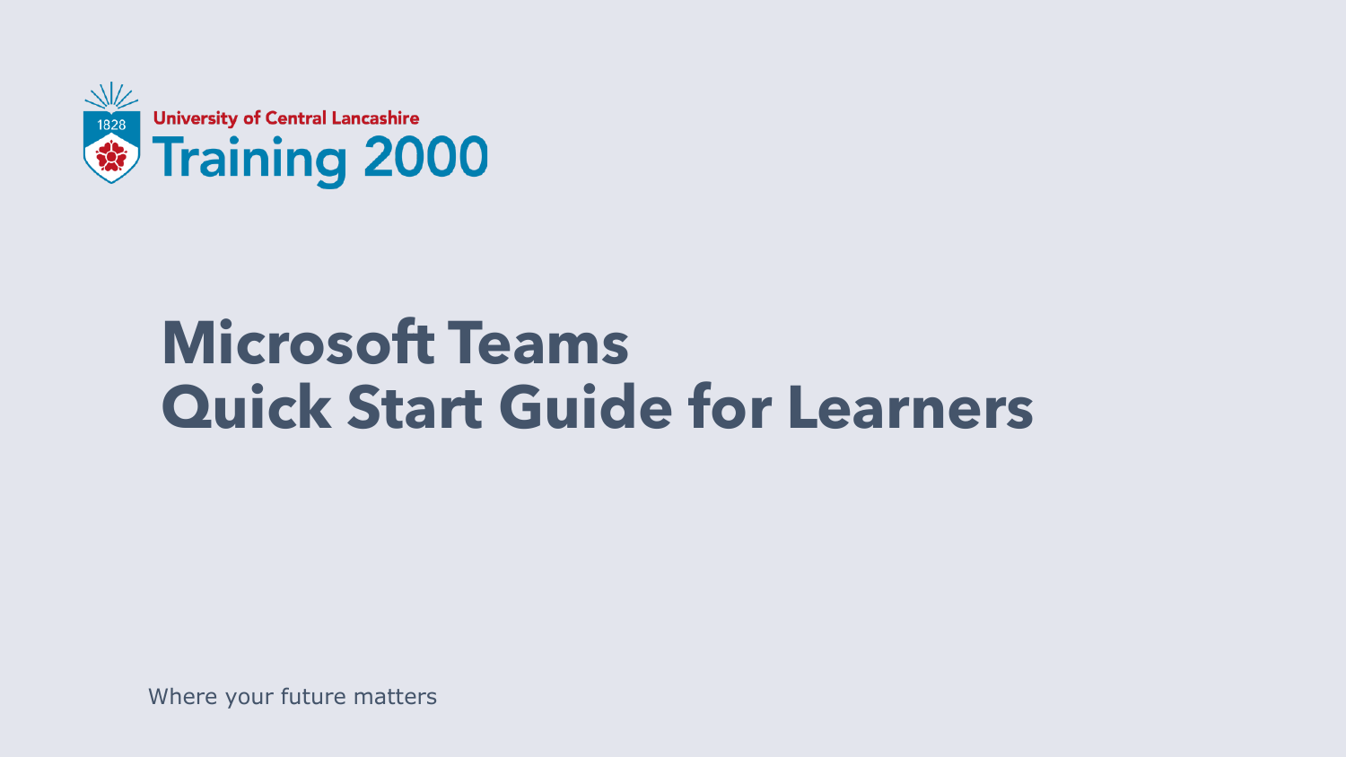University of Central Lancashire

Training 2000

# Microsoft Teams
# Quick Start Guide for Learners

Where your future matters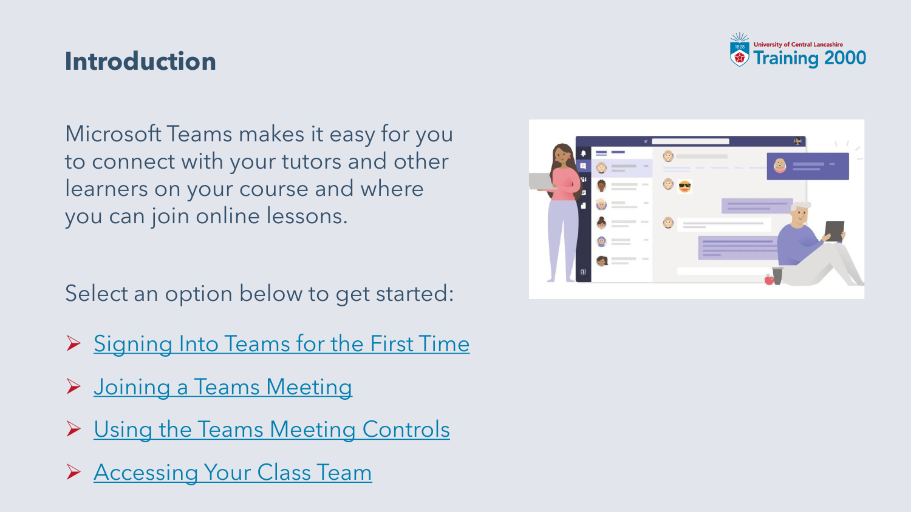## Introduction

Microsoft Teams makes it easy for you to connect with your tutors and other learners on your course and where you can join online lessons.

Select an option below to get started:

- Signing Into Teams for the First Time
- Joining a Teams Meeting
- Using the Teams Meeting Controls
- Accessing Your Class Team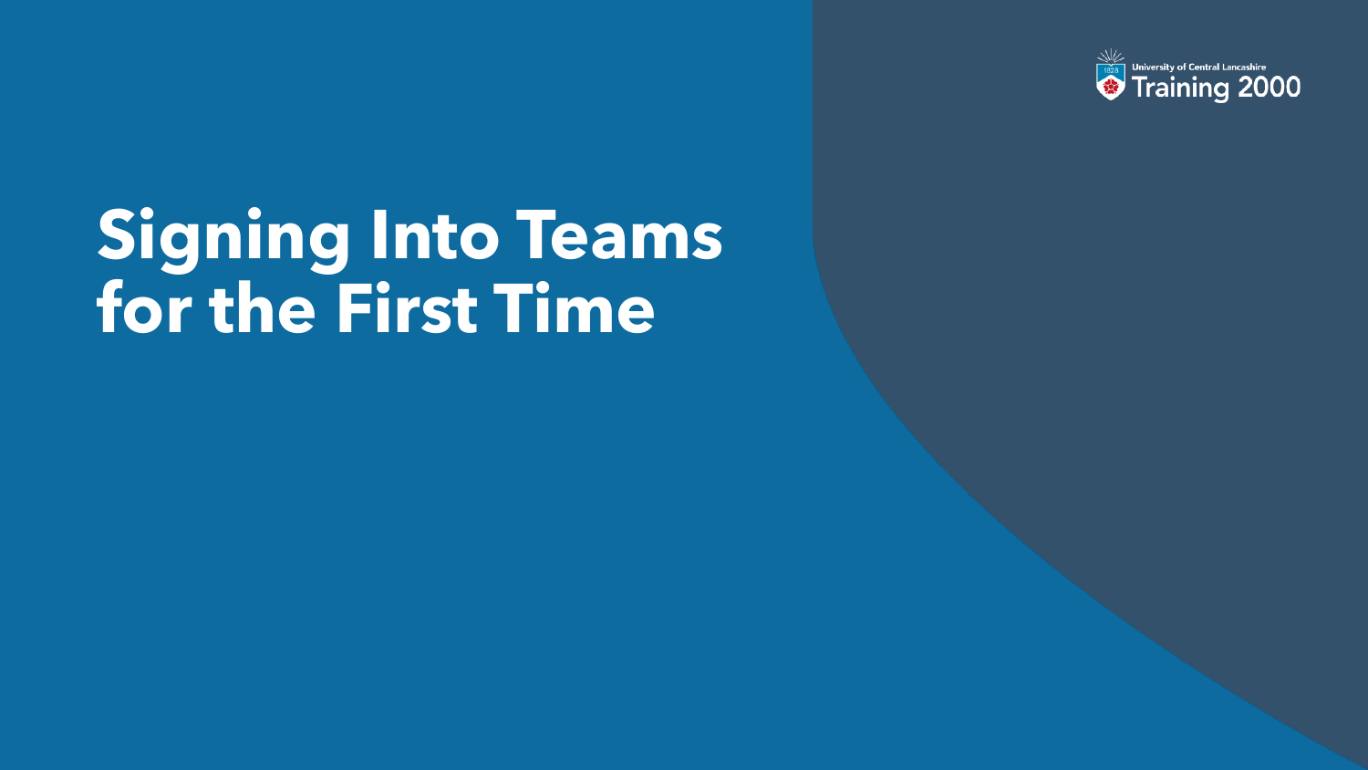# Signing Into Teams for the First Time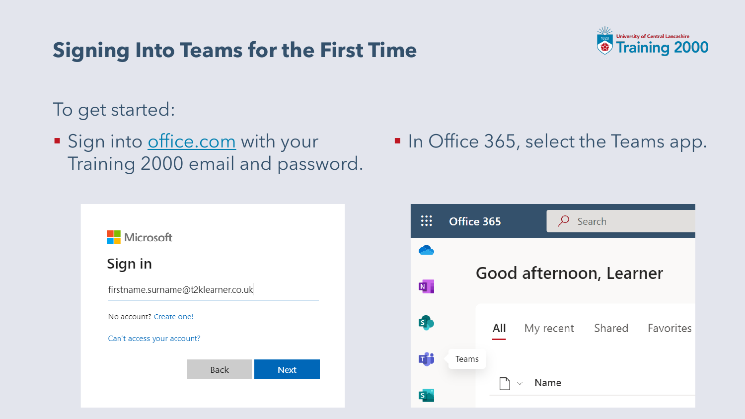# Signing Into Teams for the First Time

To get started:

- Sign into office.com with your Training 2000 email and password.
- In Office 365, select the Teams app.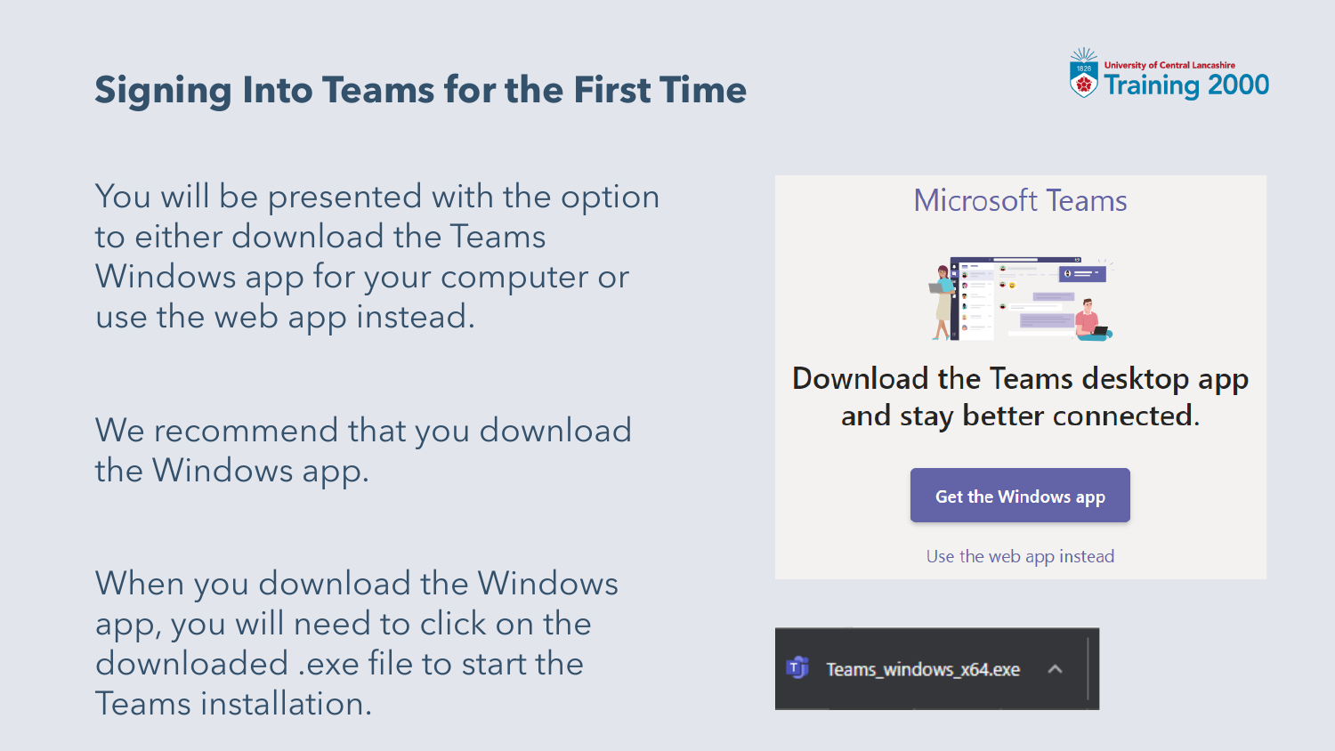# Signing Into Teams for the First Time

You will be presented with the option to either download the Teams Windows app for your computer or use the web app instead.

We recommend that you download the Windows app.

When you download the Windows app, you will need to click on the downloaded .exe file to start the Teams installation.

Microsoft Teams

Download the Teams desktop app and stay better connected.

Get the Windows app

Use the web app instead

Teams_windows_x64.exe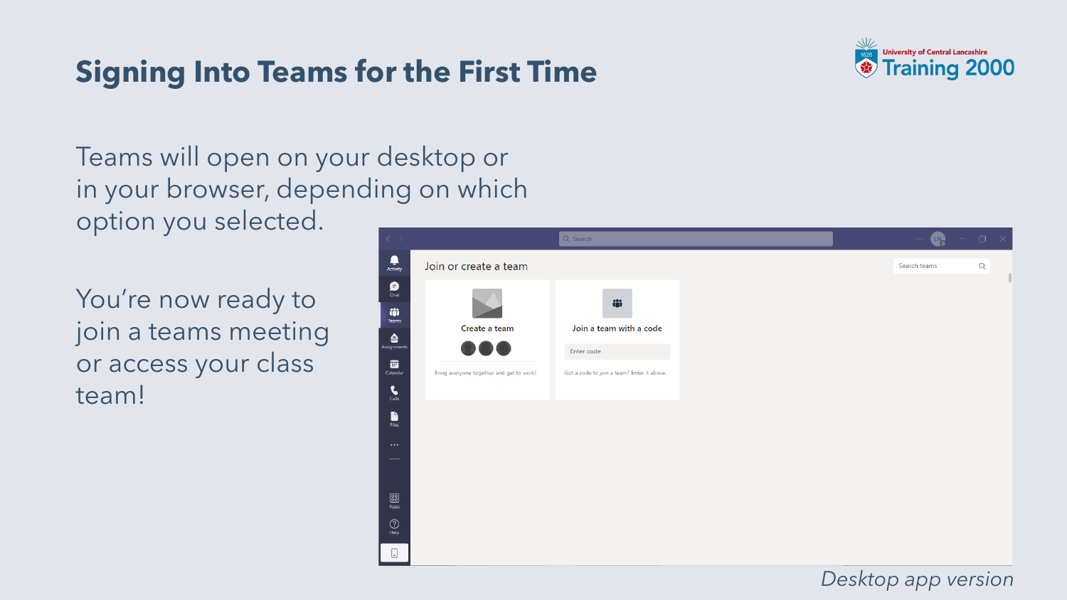# Signing Into Teams for the First Time

Teams will open on your desktop or in your browser, depending on which option you selected.

You're now ready to join a teams meeting or access your class team!

*Desktop app version*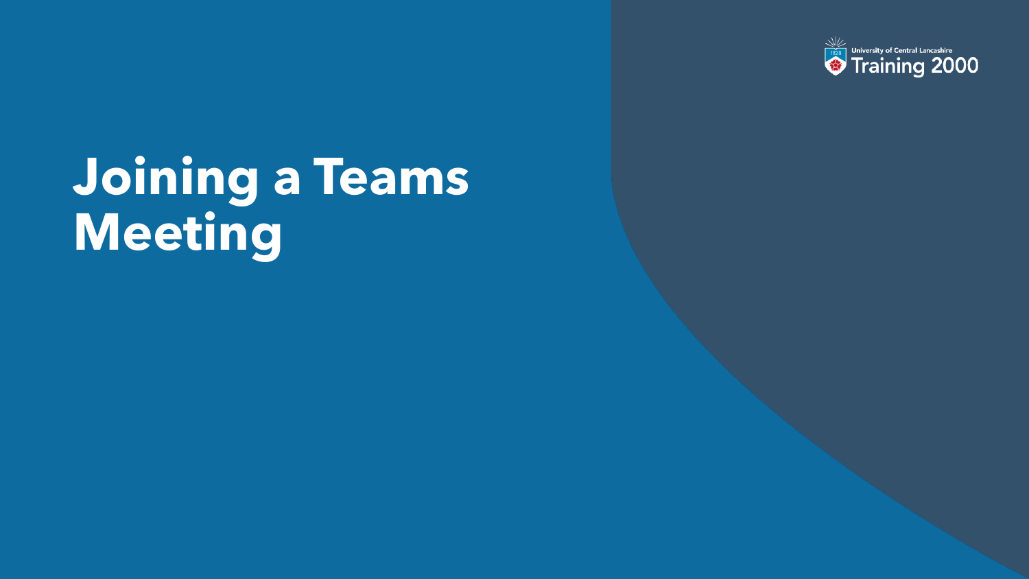# Joining a Teams Meeting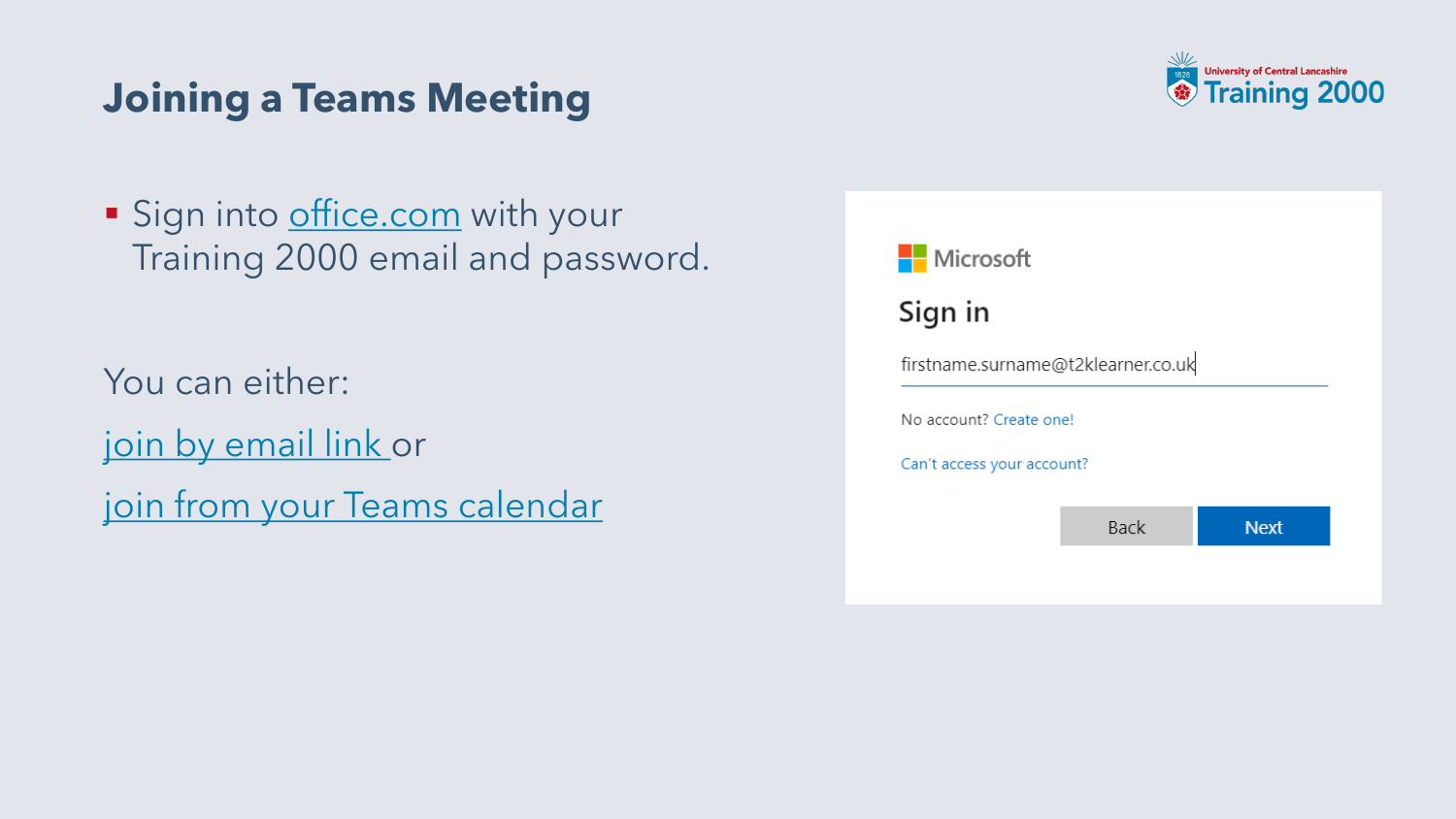# Joining a Teams Meeting

- Sign into office.com with your Training 2000 email and password.

You can either:

join by email link or

join from your Teams calendar

Microsoft

Sign in

firstname.surname@t2klearner.co.uk

No account? Create one!

Can't access your account?

Back Next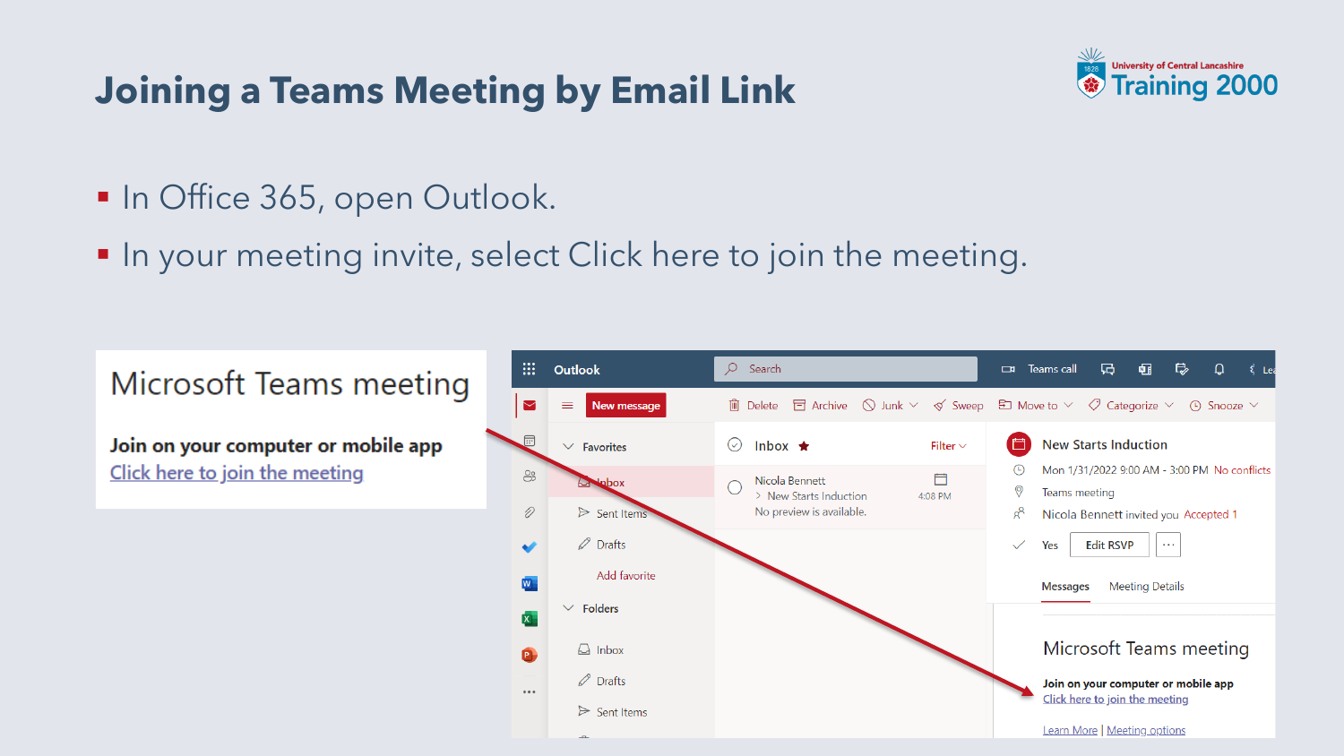# Joining a Teams Meeting by Email Link

- In Office 365, open Outlook.
- In your meeting invite, select Click here to join the meeting.

Microsoft Teams meeting

**Join on your computer or mobile app**

Click here to join the meeting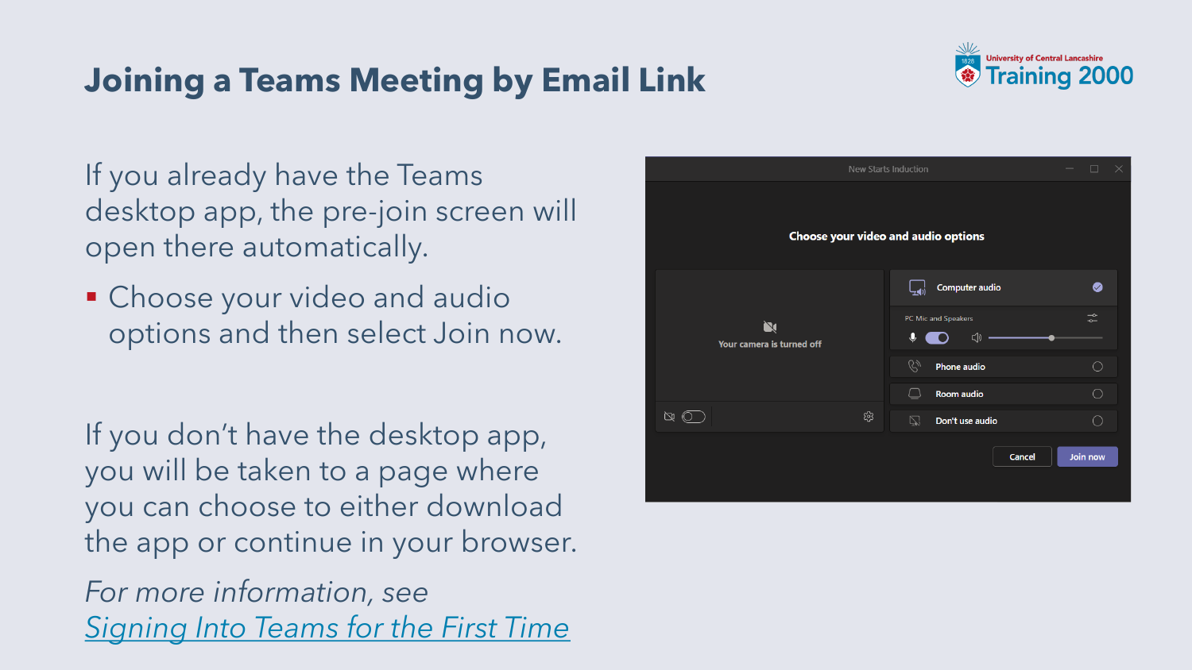# Joining a Teams Meeting by Email Link

If you already have the Teams desktop app, the pre-join screen will open there automatically.

- Choose your video and audio options and then select Join now.

If you don't have the desktop app, you will be taken to a page where you can choose to either download the app or continue in your browser.

*For more information, see* *Signing Into Teams for the First Time*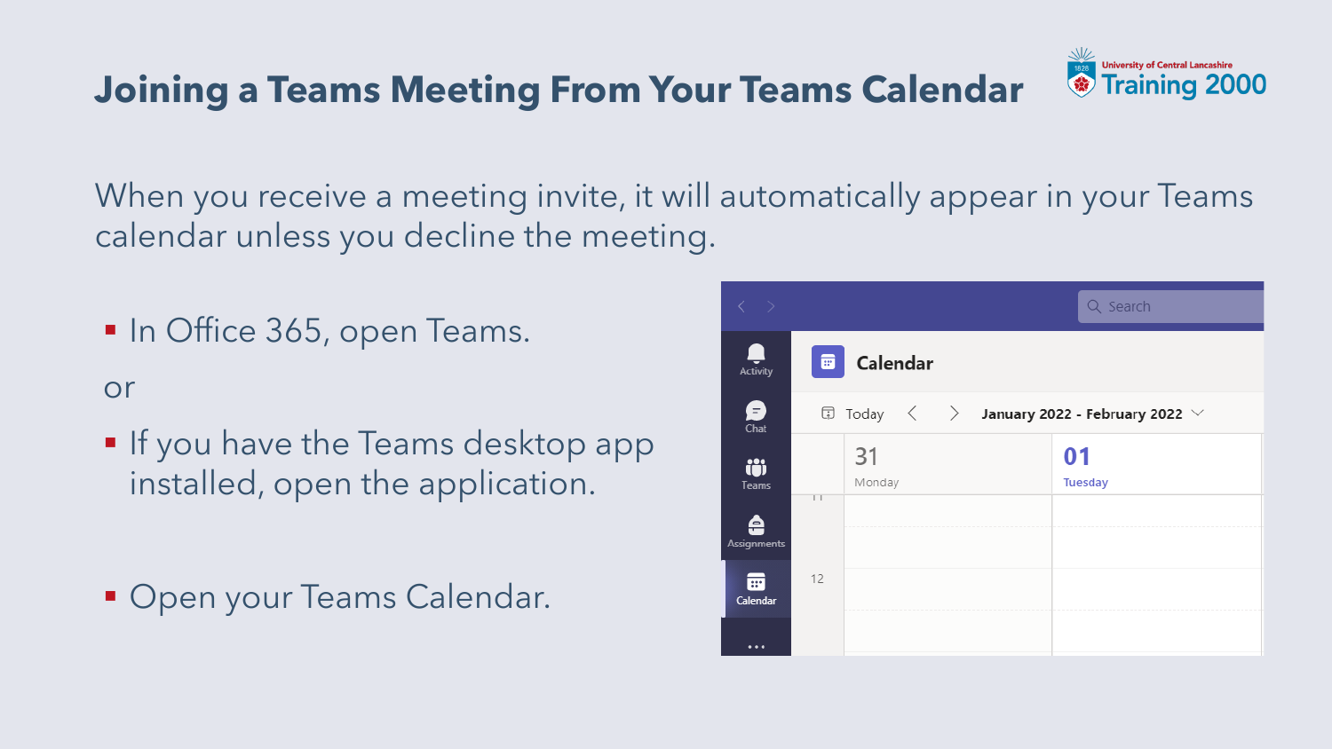# Joining a Teams Meeting From Your Teams Calendar

When you receive a meeting invite, it will automatically appear in your Teams calendar unless you decline the meeting.

- In Office 365, open Teams.

or

- If you have the Teams desktop app installed, open the application.

- Open your Teams Calendar.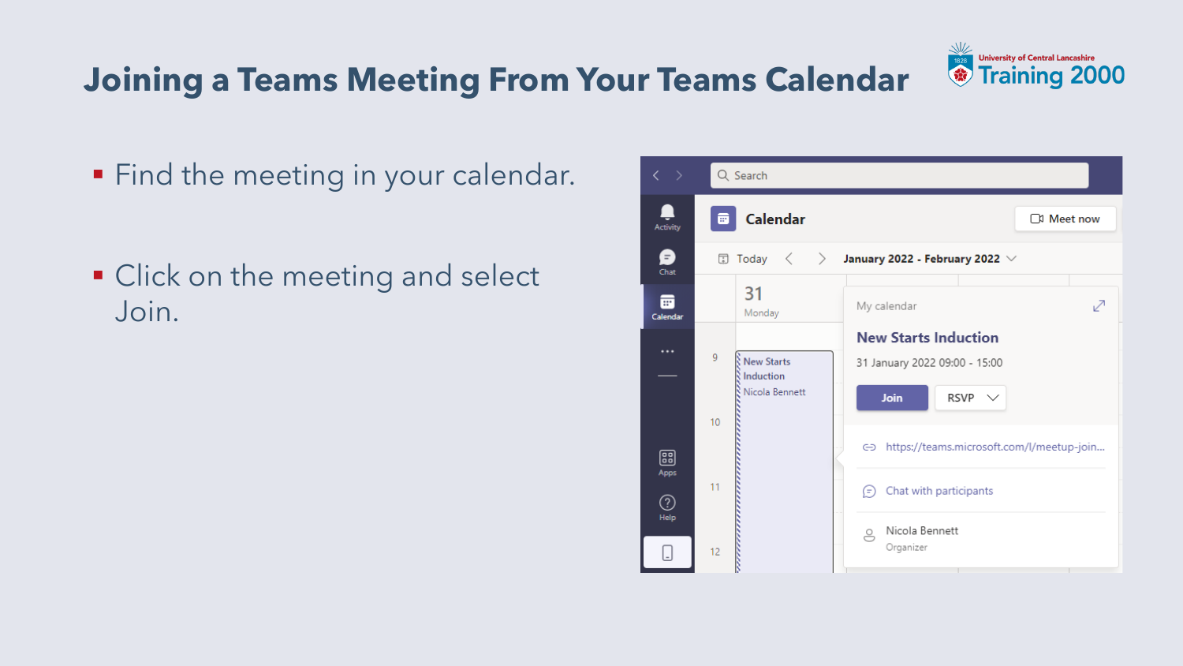# Joining a Teams Meeting From Your Teams Calendar

- Find the meeting in your calendar.
- Click on the meeting and select Join.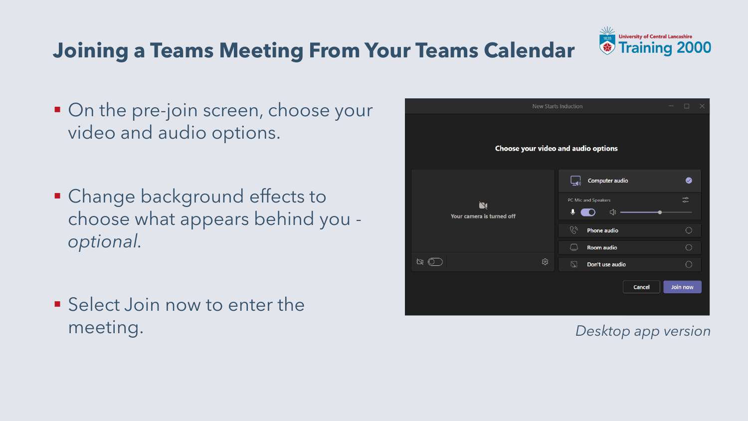# Joining a Teams Meeting From Your Teams Calendar

- On the pre-join screen, choose your video and audio options.
- Change background effects to choose what appears behind you - *optional*.
- Select Join now to enter the meeting.

*Desktop app version*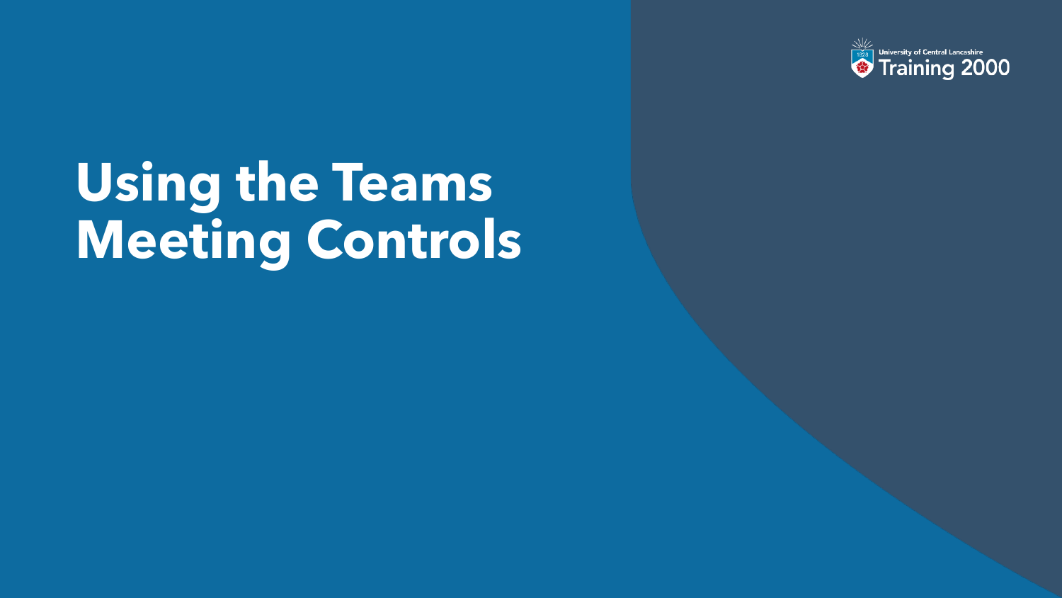# Using the Teams Meeting Controls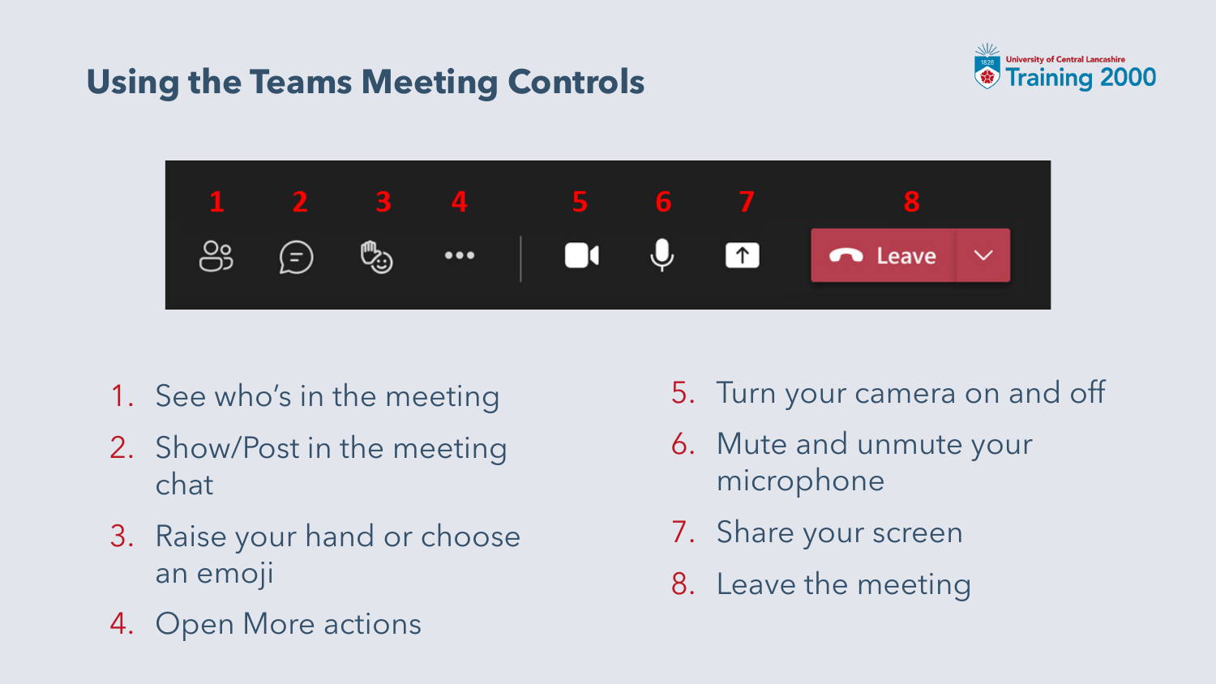# Using the Teams Meeting Controls

1. See who's in the meeting
2. Show/Post in the meeting chat
3. Raise your hand or choose an emoji
4. Open More actions
5. Turn your camera on and off
6. Mute and unmute your microphone
7. Share your screen
8. Leave the meeting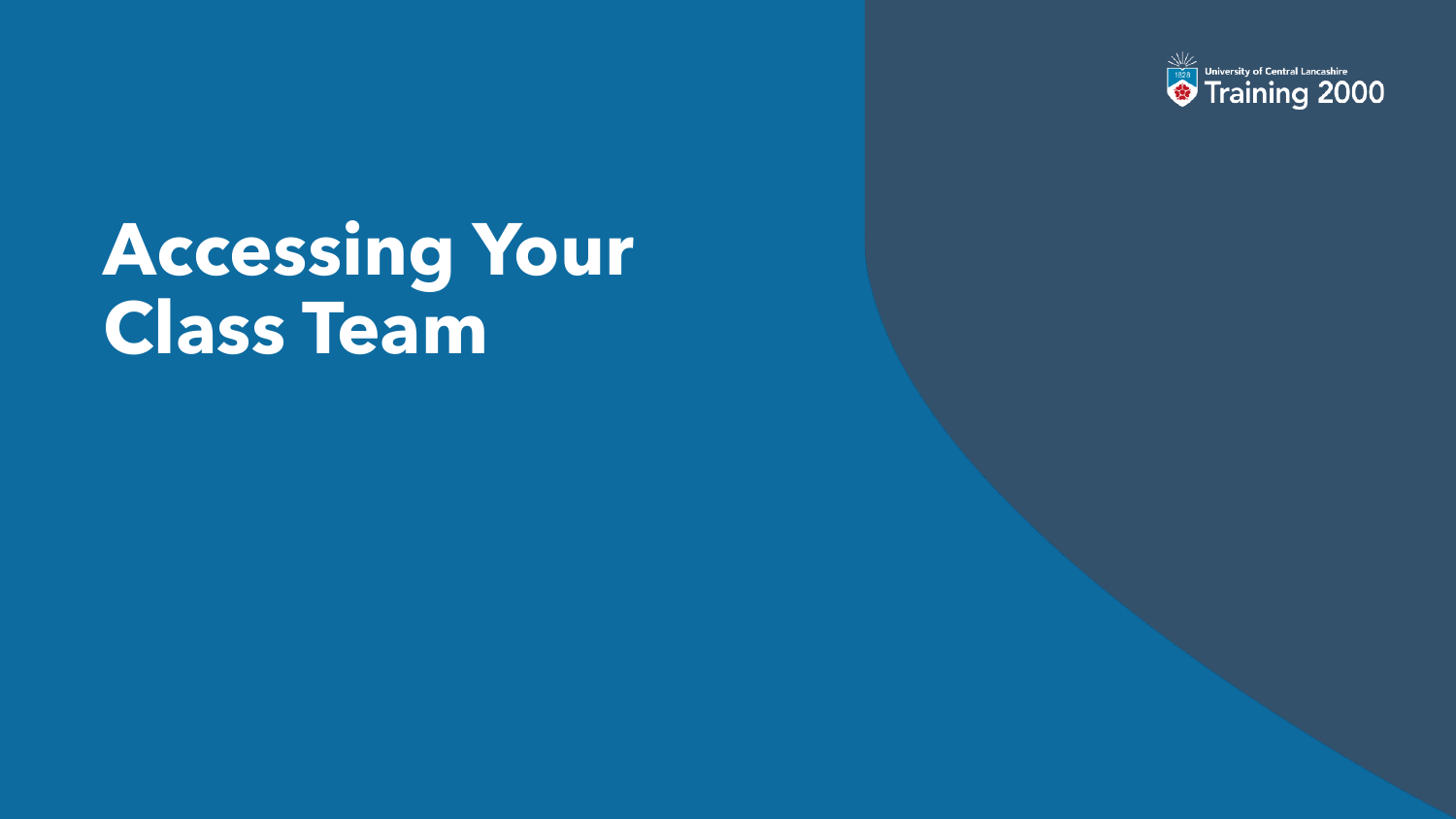# Accessing Your Class Team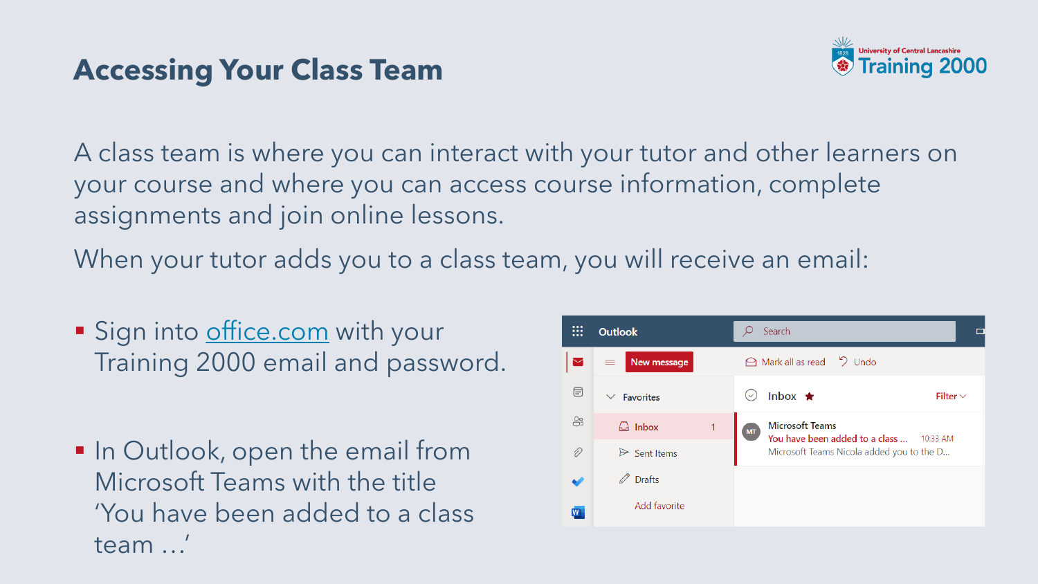# Accessing Your Class Team

A class team is where you can interact with your tutor and other learners on your course and where you can access course information, complete assignments and join online lessons.

When your tutor adds you to a class team, you will receive an email:

- Sign into [office.com](office.com) with your Training 2000 email and password.
- In Outlook, open the email from Microsoft Teams with the title 'You have been added to a class team …'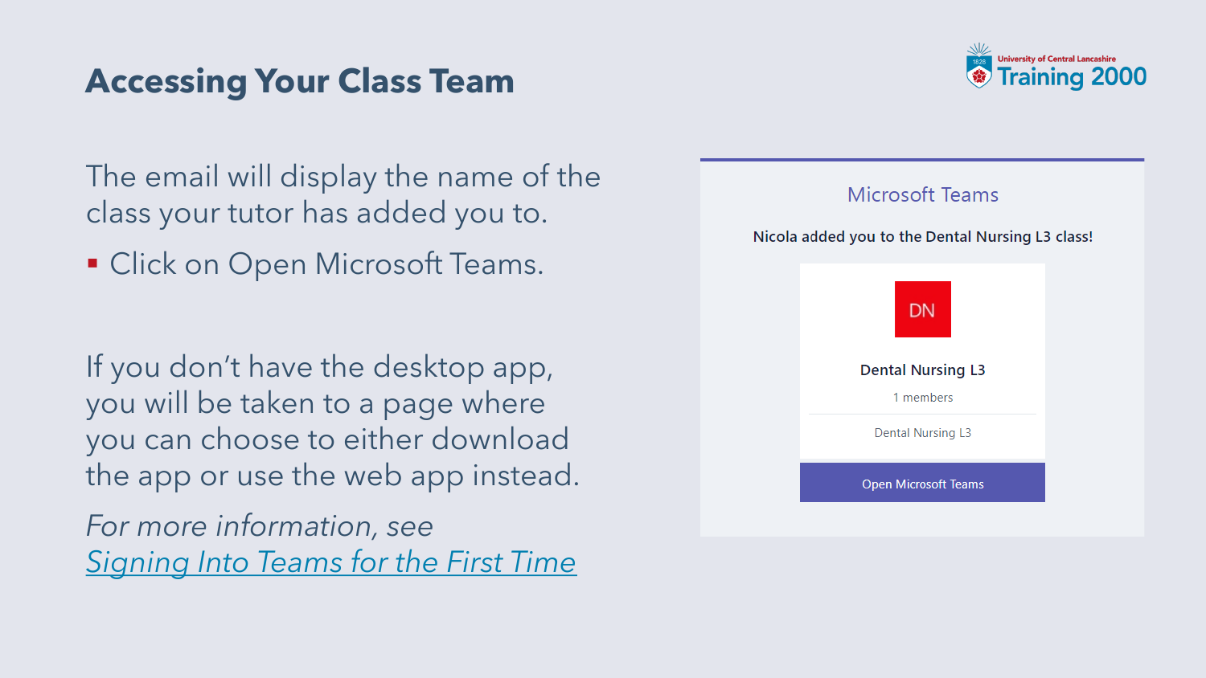# Accessing Your Class Team

The email will display the name of the class your tutor has added you to.

- Click on Open Microsoft Teams.

If you don't have the desktop app, you will be taken to a page where you can choose to either download the app or use the web app instead.

*For more information, see [Signing Into Teams for the First Time]*

Microsoft Teams

Nicola added you to the Dental Nursing L3 class!

DN

Dental Nursing L3

1 members

Dental Nursing L3

Open Microsoft Teams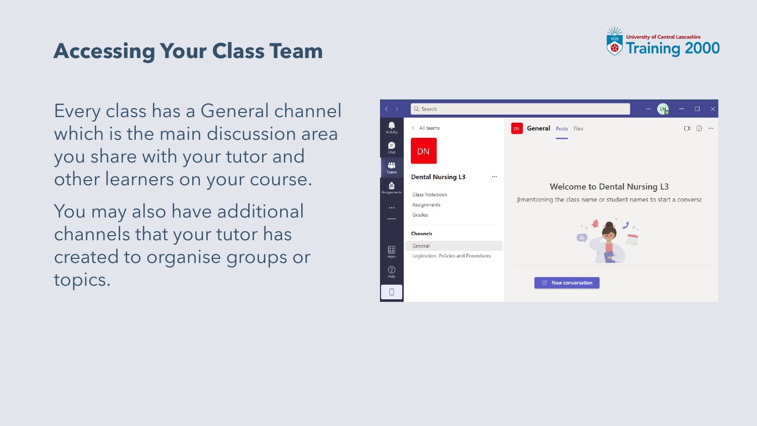# Accessing Your Class Team

Every class has a General channel which is the main discussion area you share with your tutor and other learners on your course.

You may also have additional channels that your tutor has created to organise groups or topics.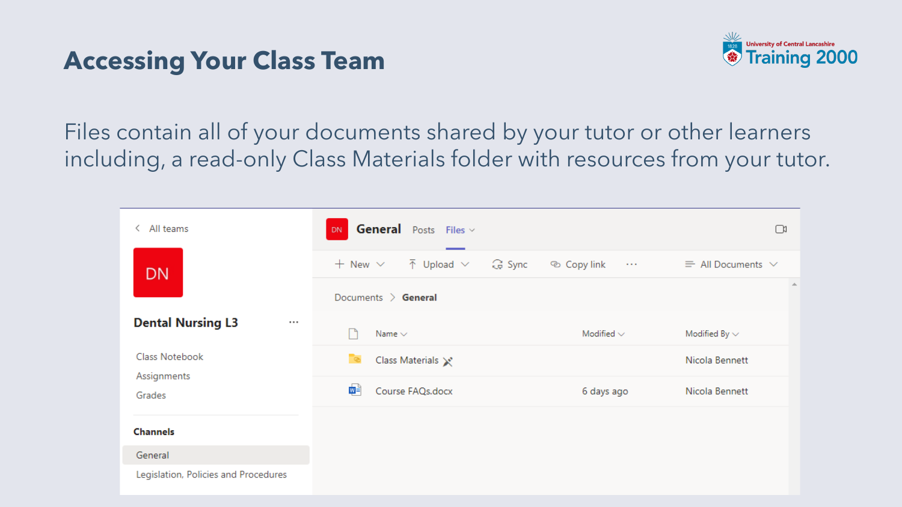# Accessing Your Class Team

Files contain all of your documents shared by your tutor or other learners including, a read-only Class Materials folder with resources from your tutor.

< All teams

DN

**Dental Nursing L3** ...

Class Notebook
Assignments
Grades

**Channels**

General
Legislation, Policies and Procedures

DN **General** Posts **Files**

+ New | Upload | Sync | Copy link | ... | All Documents

Documents > **General**

| Name | Modified | Modified By |
| --- | --- | --- |
| Class Materials | | Nicola Bennett |
| Course FAQs.docx | 6 days ago | Nicola Bennett |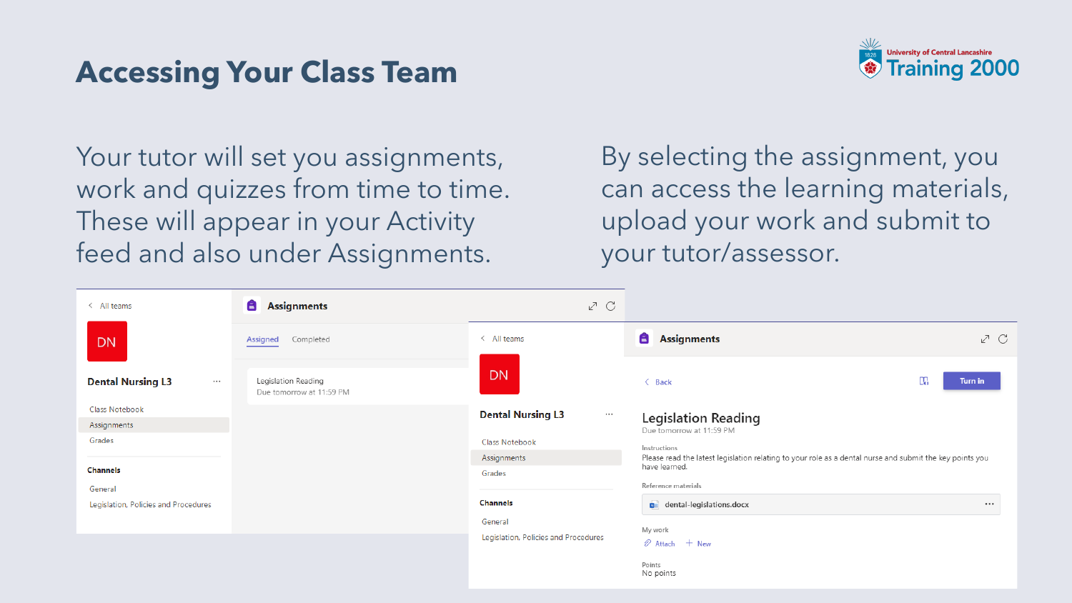# Accessing Your Class Team

Your tutor will set you assignments, work and quizzes from time to time. These will appear in your Activity feed and also under Assignments.

By selecting the assignment, you can access the learning materials, upload your work and submit to your tutor/assessor.

< All teams

DN

**Dental Nursing L3** ...

Class Notebook

Assignments

Grades

**Channels**

General

Legislation, Policies and Procedures

**Assignments**

Assigned Completed

Legislation Reading
Due tomorrow at 11:59 PM

< All teams

DN

**Dental Nursing L3** ...

Class Notebook

Assignments

Grades

**Channels**

General

Legislation, Policies and Procedures

**Assignments**

< Back

Turn in

Legislation Reading

Due tomorrow at 11:59 PM

Instructions

Please read the latest legislation relating to your role as a dental nurse and submit the key points you have learned.

Reference materials

dental-legislations.docx ...

My work

Attach + New

Points

No points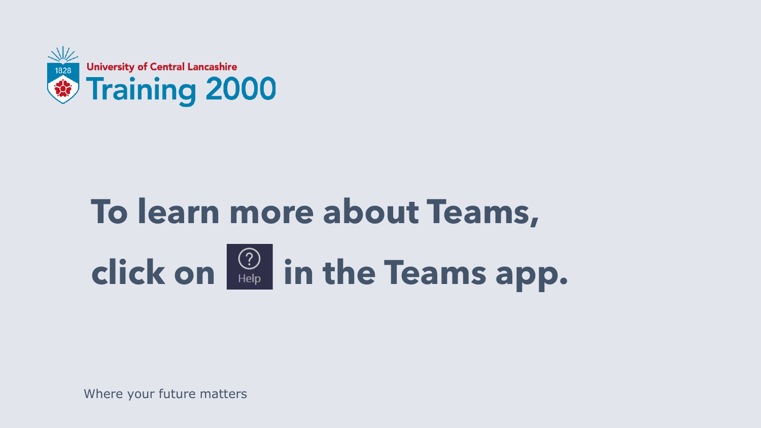University of Central Lancashire

Training 2000

# To learn more about Teams, click on Help in the Teams app.

Where your future matters